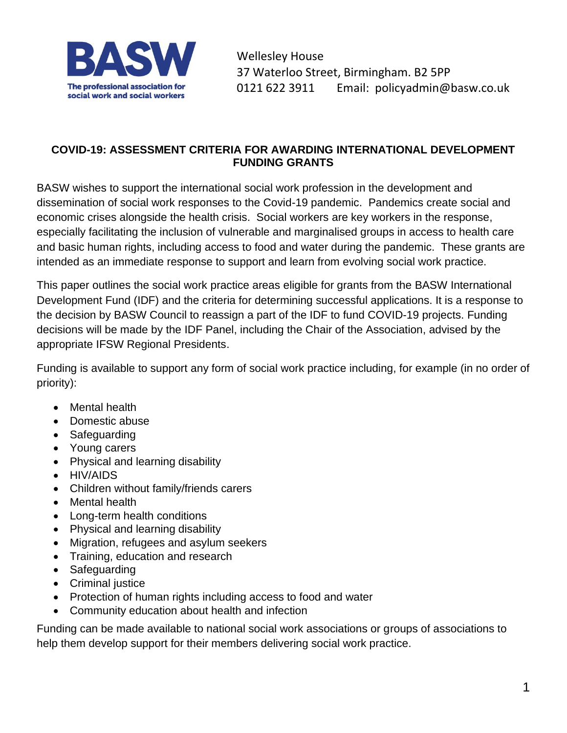BASW

The professional association for social work and social workers

Wellesley House
37 Waterloo Street, Birmingham. B2 5PP
0121 622 3911 Email: policyadmin@basw.co.uk

## COVID-19: ASSESSMENT CRITERIA FOR AWARDING INTERNATIONAL DEVELOPMENT FUNDING GRANTS

BASW wishes to support the international social work profession in the development and dissemination of social work responses to the Covid-19 pandemic. Pandemics create social and economic crises alongside the health crisis. Social workers are key workers in the response, especially facilitating the inclusion of vulnerable and marginalised groups in access to health care and basic human rights, including access to food and water during the pandemic. These grants are intended as an immediate response to support and learn from evolving social work practice.

This paper outlines the social work practice areas eligible for grants from the BASW International Development Fund (IDF) and the criteria for determining successful applications. It is a response to the decision by BASW Council to reassign a part of the IDF to fund COVID-19 projects. Funding decisions will be made by the IDF Panel, including the Chair of the Association, advised by the appropriate IFSW Regional Presidents.

Funding is available to support any form of social work practice including, for example (in no order of priority):

- Mental health
- Domestic abuse
- Safeguarding
- Young carers
- Physical and learning disability
- HIV/AIDS
- Children without family/friends carers
- Mental health
- Long-term health conditions
- Physical and learning disability
- Migration, refugees and asylum seekers
- Training, education and research
- Safeguarding
- Criminal justice
- Protection of human rights including access to food and water
- Community education about health and infection

Funding can be made available to national social work associations or groups of associations to help them develop support for their members delivering social work practice.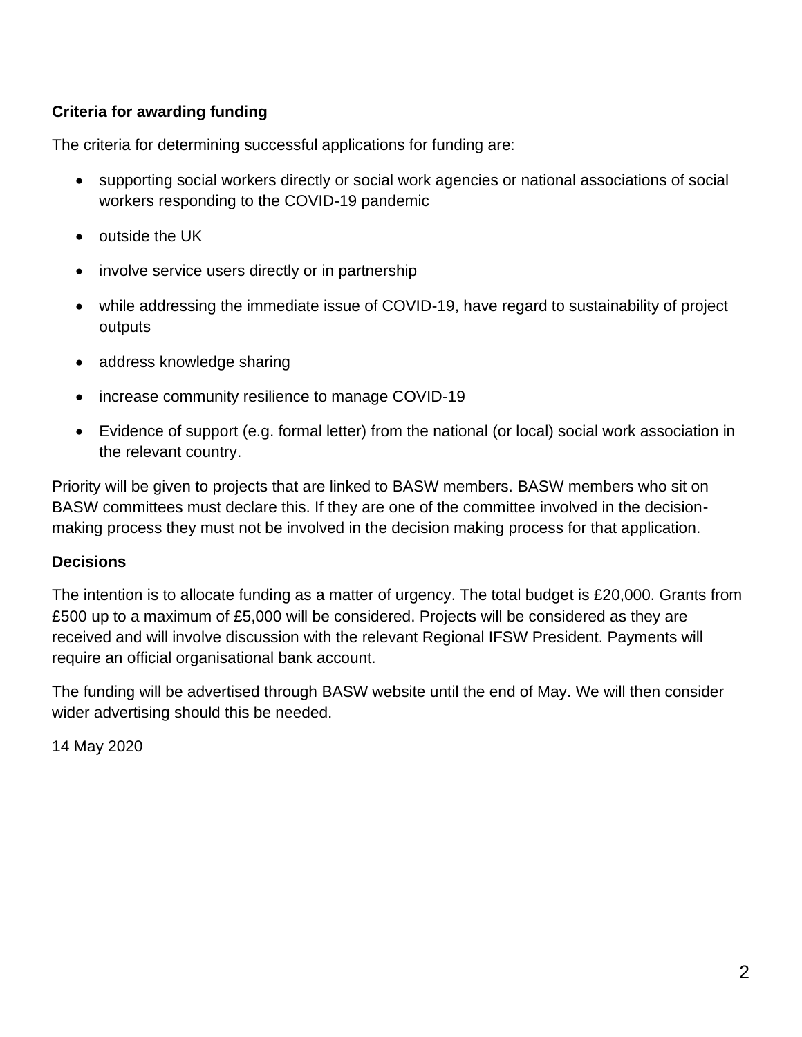**Criteria for awarding funding**

The criteria for determining successful applications for funding are:

- supporting social workers directly or social work agencies or national associations of social workers responding to the COVID-19 pandemic
- outside the UK
- involve service users directly or in partnership
- while addressing the immediate issue of COVID-19, have regard to sustainability of project outputs
- address knowledge sharing
- increase community resilience to manage COVID-19
- Evidence of support (e.g. formal letter) from the national (or local) social work association in the relevant country.

Priority will be given to projects that are linked to BASW members. BASW members who sit on BASW committees must declare this. If they are one of the committee involved in the decision-making process they must not be involved in the decision making process for that application.

**Decisions**

The intention is to allocate funding as a matter of urgency. The total budget is £20,000. Grants from £500 up to a maximum of £5,000 will be considered. Projects will be considered as they are received and will involve discussion with the relevant Regional IFSW President. Payments will require an official organisational bank account.

The funding will be advertised through BASW website until the end of May. We will then consider wider advertising should this be needed.

<u>14 May 2020</u>